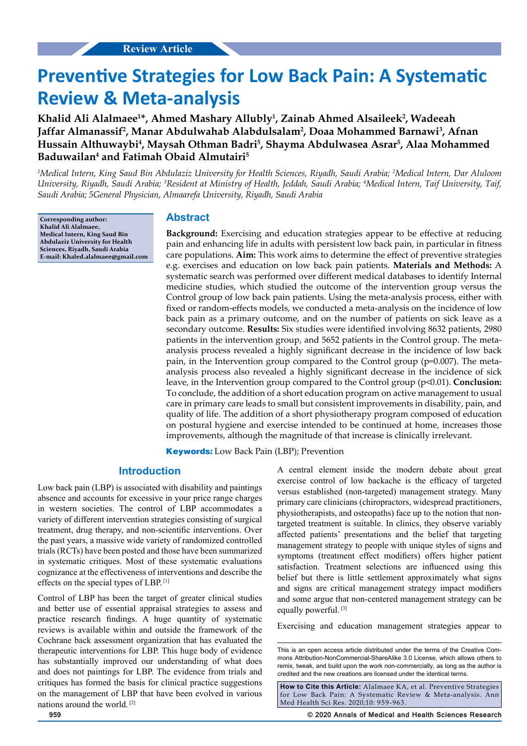Review Article

# Preventive Strategies for Low Back Pain: A Systematic Review & Meta-analysis

**Khalid Ali Alalmaee[1]*, Ahmed Mashary Allubly[1], Zainab Ahmed Alsaileek[2], Wadeeah Jaffar Almanassif[2], Manar Abdulwahab Alabdulsalam[2], Doaa Mohammed Barnawi[3], Afnan Hussain Althuwaybi[4], Maysah Othman Badri[5], Shayma Abdulwasea Asrar[5], Alaa Mohammed Baduwailan[4] and Fatimah Obaid Almutairi[5]**

*[1]Medical Intern, King Saud Bin Abdulaziz University for Health Sciences, Riyadh, Saudi Arabia; [2]Medical Intern, Dar Aluloom University, Riyadh, Saudi Arabia; [3]Resident at Ministry of Health, Jeddah, Saudi Arabia; [4]Medical Intern, Taif University, Taif, Saudi Arabia; 5General Physician, Almaarefa University, Riyadh, Saudi Arabia*

**Corresponding author: Khalid Ali Alalmaee, Medical Intern, King Saud Bin Abdulaziz University for Health Sciences, Riyadh, Saudi Arabia E-mail: Khaled.alalmaee@gmail.com**

## Abstract

**Background:** Exercising and education strategies appear to be effective at reducing pain and enhancing life in adults with persistent low back pain, in particular in fitness care populations. **Aim:** This work aims to determine the effect of preventive strategies e.g. exercises and education on low back pain patients. **Materials and Methods:** A systematic search was performed over different medical databases to identify Internal medicine studies, which studied the outcome of the intervention group versus the Control group of low back pain patients. Using the meta-analysis process, either with fixed or random-effects models, we conducted a meta-analysis on the incidence of low back pain as a primary outcome, and on the number of patients on sick leave as a secondary outcome. **Results:** Six studies were identified involving 8632 patients, 2980 patients in the intervention group, and 5652 patients in the Control group. The meta-analysis process revealed a highly significant decrease in the incidence of low back pain, in the Intervention group compared to the Control group (p=0.007). The meta-analysis process also revealed a highly significant decrease in the incidence of sick leave, in the Intervention group compared to the Control group (p<0.01). **Conclusion:** To conclude, the addition of a short education program on active management to usual care in primary care leads to small but consistent improvements in disability, pain, and quality of life. The addition of a short physiotherapy program composed of education on postural hygiene and exercise intended to be continued at home, increases those improvements, although the magnitude of that increase is clinically irrelevant.

**Keywords:** Low Back Pain (LBP); Prevention

## Introduction

Low back pain (LBP) is associated with disability and paintings absence and accounts for excessive in your price range charges in western societies. The control of LBP accommodates a variety of different intervention strategies consisting of surgical treatment, drug therapy, and non-scientific interventions. Over the past years, a massive wide variety of randomized controlled trials (RCTs) have been posted and those have been summarized in systematic critiques. Most of these systematic evaluations cognizance at the effectiveness of interventions and describe the effects on the special types of LBP. [1]

Control of LBP has been the target of greater clinical studies and better use of essential appraisal strategies to assess and practice research findings. A huge quantity of systematic reviews is available within and outside the framework of the Cochrane back assessment organization that has evaluated the therapeutic interventions for LBP. This huge body of evidence has substantially improved our understanding of what does and does not paintings for LBP. The evidence from trials and critiques has formed the basis for clinical practice suggestions on the management of LBP that have been evolved in various nations around the world. [2]

A central element inside the modern debate about great exercise control of low backache is the efficacy of targeted versus established (non-targeted) management strategy. Many primary care clinicians (chiropractors, widespread practitioners, physiotherapists, and osteopaths) face up to the notion that non-targeted treatment is suitable. In clinics, they observe variably affected patients' presentations and the belief that targeting management strategy to people with unique styles of signs and symptoms (treatment effect modifiers) offers higher patient satisfaction. Treatment selections are influenced using this belief but there is little settlement approximately what signs and signs are critical management strategy impact modifiers and some argue that non-centered management strategy can be equally powerful. [3]

Exercising and education management strategies appear to

This is an open access article distributed under the terms of the Creative Commons Attribution-NonCommercial-ShareAlike 3.0 License, which allows others to remix, tweak, and build upon the work non-commercially, as long as the author is credited and the new creations are licensed under the identical terms.

**How to Cite this Article:** Alalmaee KA, et al. Preventive Strategies for Low Back Pain: A Systematic Review & Meta-analysis. Ann Med Health Sci Res. 2020;10: 959-963.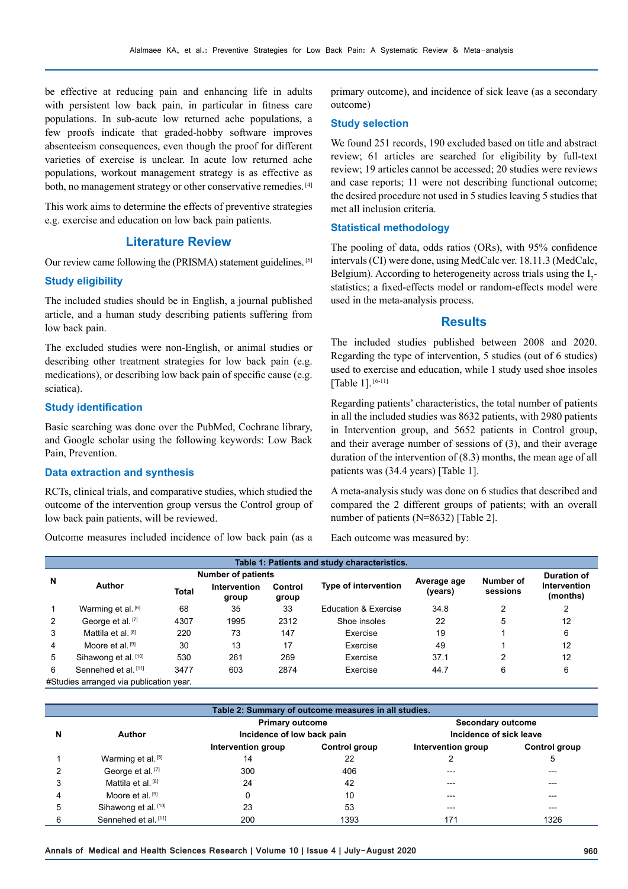be effective at reducing pain and enhancing life in adults with persistent low back pain, in particular in fitness care populations. In sub-acute low returned ache populations, a few proofs indicate that graded-hobby software improves absenteeism consequences, even though the proof for different varieties of exercise is unclear. In acute low returned ache populations, workout management strategy is as effective as both, no management strategy or other conservative remedies.[4]

This work aims to determine the effects of preventive strategies e.g. exercise and education on low back pain patients.

## Literature Review

Our review came following the (PRISMA) statement guidelines.[5]

### Study eligibility

The included studies should be in English, a journal published article, and a human study describing patients suffering from low back pain.

The excluded studies were non-English, or animal studies or describing other treatment strategies for low back pain (e.g. medications), or describing low back pain of specific cause (e.g. sciatica).

### Study identification

Basic searching was done over the PubMed, Cochrane library, and Google scholar using the following keywords: Low Back Pain, Prevention.

### Data extraction and synthesis

RCTs, clinical trials, and comparative studies, which studied the outcome of the intervention group versus the Control group of low back pain patients, will be reviewed.

Outcome measures included incidence of low back pain (as a primary outcome), and incidence of sick leave (as a secondary outcome)

### Study selection

We found 251 records, 190 excluded based on title and abstract review; 61 articles are searched for eligibility by full-text review; 19 articles cannot be accessed; 20 studies were reviews and case reports; 11 were not describing functional outcome; the desired procedure not used in 5 studies leaving 5 studies that met all inclusion criteria.

### Statistical methodology

The pooling of data, odds ratios (ORs), with 95% confidence intervals (CI) were done, using MedCalc ver. 18.11.3 (MedCalc, Belgium). According to heterogeneity across trials using the $I_2$-statistics; a fixed-effects model or random-effects model were used in the meta-analysis process.

## Results

The included studies published between 2008 and 2020. Regarding the type of intervention, 5 studies (out of 6 studies) used to exercise and education, while 1 study used shoe insoles [Table 1].[6-11]

Regarding patients' characteristics, the total number of patients in all the included studies was 8632 patients, with 2980 patients in Intervention group, and 5652 patients in Control group, and their average number of sessions of (3), and their average duration of the intervention of (8.3) months, the mean age of all patients was (34.4 years) [Table 1].

A meta-analysis study was done on 6 studies that described and compared the 2 different groups of patients; with an overall number of patients (N=8632) [Table 2].

Each outcome was measured by:

**Table 1: Patients and study characteristics.**

| N | Author | Number of patients | | | Type of intervention | Average age (years) | Number of sessions | Duration of Intervention (months) |
|---|---|---|---|---|---|---|---|---|
| | | Total | Intervention group | Control group | | | | |
| 1 | Warming et al. [6] | 68 | 35 | 33 | Education & Exercise | 34.8 | 2 | 2 |
| 2 | George et al. [7] | 4307 | 1995 | 2312 | Shoe insoles | 22 | 5 | 12 |
| 3 | Mattila et al. [8] | 220 | 73 | 147 | Exercise | 19 | 1 | 6 |
| 4 | Moore et al. [9] | 30 | 13 | 17 | Exercise | 49 | 1 | 12 |
| 5 | Sihawong et al. [10] | 530 | 261 | 269 | Exercise | 37.1 | 2 | 12 |
| 6 | Sennehed et al. [11] | 3477 | 603 | 2874 | Exercise | 44.7 | 6 | 6 |

#Studies arranged via publication year.

**Table 2: Summary of outcome measures in all studies.**

| N | Author | Primary outcome Incidence of low back pain | | Secondary outcome Incidence of sick leave | |
|---|---|---|---|---|---|
| | | Intervention group | Control group | Intervention group | Control group |
| 1 | Warming et al. [6] | 14 | 22 | 2 | 5 |
| 2 | George et al. [7] | 300 | 406 | --- | --- |
| 3 | Mattila et al. [8] | 24 | 42 | --- | --- |
| 4 | Moore et al. [9] | 0 | 10 | --- | --- |
| 5 | Sihawong et al. [10] | 23 | 53 | --- | --- |
| 6 | Sennehed et al. [11] | 200 | 1393 | 171 | 1326 |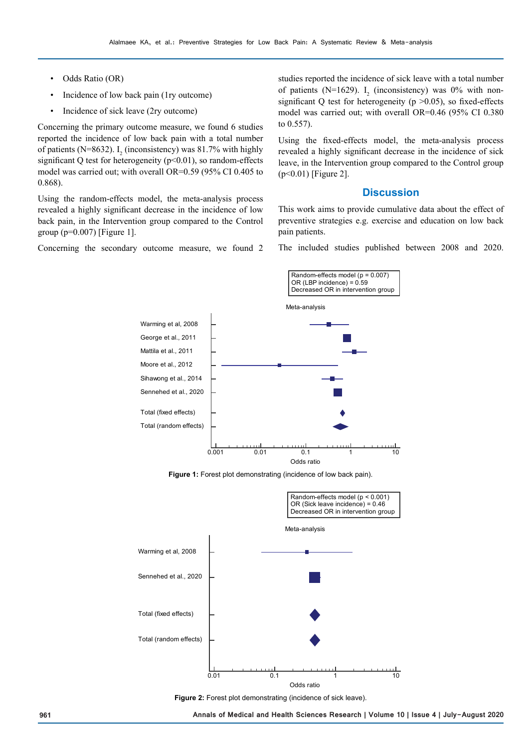- Odds Ratio (OR)
- Incidence of low back pain (1ry outcome)
- Incidence of sick leave (2ry outcome)

Concerning the primary outcome measure, we found 6 studies reported the incidence of low back pain with a total number of patients (N=8632). $I_2$ (inconsistency) was 81.7% with highly significant Q test for heterogeneity (p<0.01), so random-effects model was carried out; with overall OR=0.59 (95% CI 0.405 to 0.868).

Using the random-effects model, the meta-analysis process revealed a highly significant decrease in the incidence of low back pain, in the Intervention group compared to the Control group (p=0.007) [Figure 1].

Concerning the secondary outcome measure, we found 2 studies reported the incidence of sick leave with a total number of patients (N=1629). $I_2$ (inconsistency) was 0% with non-significant Q test for heterogeneity (p >0.05), so fixed-effects model was carried out; with overall OR=0.46 (95% CI 0.380 to 0.557).

Using the fixed-effects model, the meta-analysis process revealed a highly significant decrease in the incidence of sick leave, in the Intervention group compared to the Control group (p<0.01) [Figure 2].

## Discussion

This work aims to provide cumulative data about the effect of preventive strategies e.g. exercise and education on low back pain patients.

The included studies published between 2008 and 2020.

**Figure 1:** Forest plot demonstrating (incidence of low back pain).

**Figure 2:** Forest plot demonstrating (incidence of sick leave).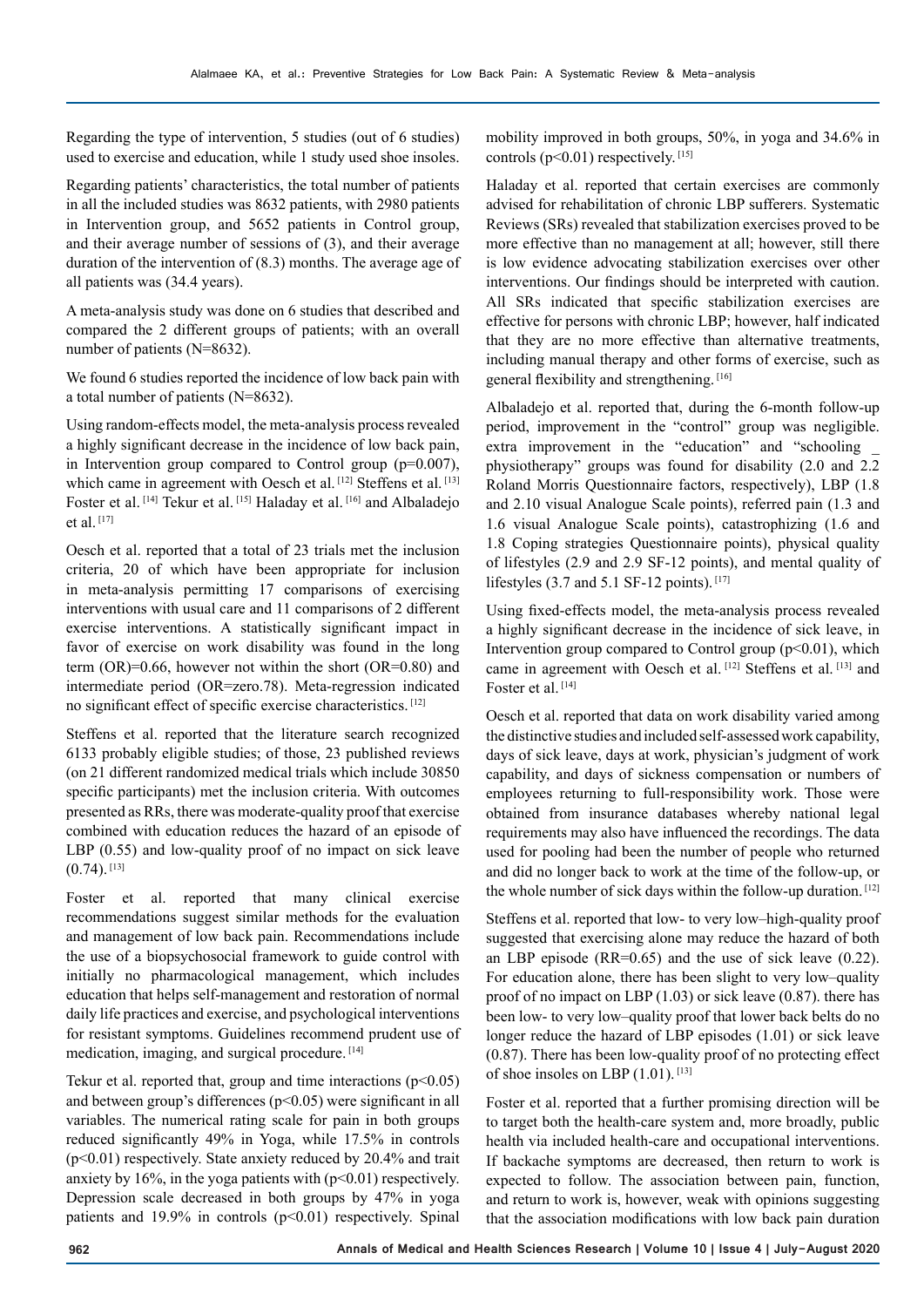Regarding the type of intervention, 5 studies (out of 6 studies) used to exercise and education, while 1 study used shoe insoles.

Regarding patients' characteristics, the total number of patients in all the included studies was 8632 patients, with 2980 patients in Intervention group, and 5652 patients in Control group, and their average number of sessions of (3), and their average duration of the intervention of (8.3) months. The average age of all patients was (34.4 years).

A meta-analysis study was done on 6 studies that described and compared the 2 different groups of patients; with an overall number of patients (N=8632).

We found 6 studies reported the incidence of low back pain with a total number of patients (N=8632).

Using random-effects model, the meta-analysis process revealed a highly significant decrease in the incidence of low back pain, in Intervention group compared to Control group (p=0.007), which came in agreement with Oesch et al. [12] Steffens et al. [13] Foster et al. [14] Tekur et al. [15] Haladay et al. [16] and Albaladejo et al. [17]

Oesch et al. reported that a total of 23 trials met the inclusion criteria, 20 of which have been appropriate for inclusion in meta-analysis permitting 17 comparisons of exercising interventions with usual care and 11 comparisons of 2 different exercise interventions. A statistically significant impact in favor of exercise on work disability was found in the long term (OR)=0.66, however not within the short (OR=0.80) and intermediate period (OR=zero.78). Meta-regression indicated no significant effect of specific exercise characteristics. [12]

Steffens et al. reported that the literature search recognized 6133 probably eligible studies; of those, 23 published reviews (on 21 different randomized medical trials which include 30850 specific participants) met the inclusion criteria. With outcomes presented as RRs, there was moderate-quality proof that exercise combined with education reduces the hazard of an episode of LBP (0.55) and low-quality proof of no impact on sick leave (0.74). [13]

Foster et al. reported that many clinical exercise recommendations suggest similar methods for the evaluation and management of low back pain. Recommendations include the use of a biopsychosocial framework to guide control with initially no pharmacological management, which includes education that helps self-management and restoration of normal daily life practices and exercise, and psychological interventions for resistant symptoms. Guidelines recommend prudent use of medication, imaging, and surgical procedure. [14]

Tekur et al. reported that, group and time interactions (p<0.05) and between group's differences (p<0.05) were significant in all variables. The numerical rating scale for pain in both groups reduced significantly 49% in Yoga, while 17.5% in controls (p<0.01) respectively. State anxiety reduced by 20.4% and trait anxiety by 16%, in the yoga patients with (p<0.01) respectively. Depression scale decreased in both groups by 47% in yoga patients and 19.9% in controls (p<0.01) respectively. Spinal mobility improved in both groups, 50%, in yoga and 34.6% in controls (p<0.01) respectively. [15]

Haladay et al. reported that certain exercises are commonly advised for rehabilitation of chronic LBP sufferers. Systematic Reviews (SRs) revealed that stabilization exercises proved to be more effective than no management at all; however, still there is low evidence advocating stabilization exercises over other interventions. Our findings should be interpreted with caution. All SRs indicated that specific stabilization exercises are effective for persons with chronic LBP; however, half indicated that they are no more effective than alternative treatments, including manual therapy and other forms of exercise, such as general flexibility and strengthening. [16]

Albaladejo et al. reported that, during the 6-month follow-up period, improvement in the "control" group was negligible. extra improvement in the "education" and "schooling _ physiotherapy" groups was found for disability (2.0 and 2.2 Roland Morris Questionnaire factors, respectively), LBP (1.8 and 2.10 visual Analogue Scale points), referred pain (1.3 and 1.6 visual Analogue Scale points), catastrophizing (1.6 and 1.8 Coping strategies Questionnaire points), physical quality of lifestyles (2.9 and 2.9 SF-12 points), and mental quality of lifestyles (3.7 and 5.1 SF-12 points). [17]

Using fixed-effects model, the meta-analysis process revealed a highly significant decrease in the incidence of sick leave, in Intervention group compared to Control group (p<0.01), which came in agreement with Oesch et al. [12] Steffens et al. [13] and Foster et al. [14]

Oesch et al. reported that data on work disability varied among the distinctive studies and included self-assessed work capability, days of sick leave, days at work, physician's judgment of work capability, and days of sickness compensation or numbers of employees returning to full-responsibility work. Those were obtained from insurance databases whereby national legal requirements may also have influenced the recordings. The data used for pooling had been the number of people who returned and did no longer back to work at the time of the follow-up, or the whole number of sick days within the follow-up duration. [12]

Steffens et al. reported that low- to very low–high-quality proof suggested that exercising alone may reduce the hazard of both an LBP episode (RR=0.65) and the use of sick leave (0.22). For education alone, there has been slight to very low–quality proof of no impact on LBP (1.03) or sick leave (0.87). there has been low- to very low–quality proof that lower back belts do no longer reduce the hazard of LBP episodes (1.01) or sick leave (0.87). There has been low-quality proof of no protecting effect of shoe insoles on LBP (1.01). [13]

Foster et al. reported that a further promising direction will be to target both the health-care system and, more broadly, public health via included health-care and occupational interventions. If backache symptoms are decreased, then return to work is expected to follow. The association between pain, function, and return to work is, however, weak with opinions suggesting that the association modifications with low back pain duration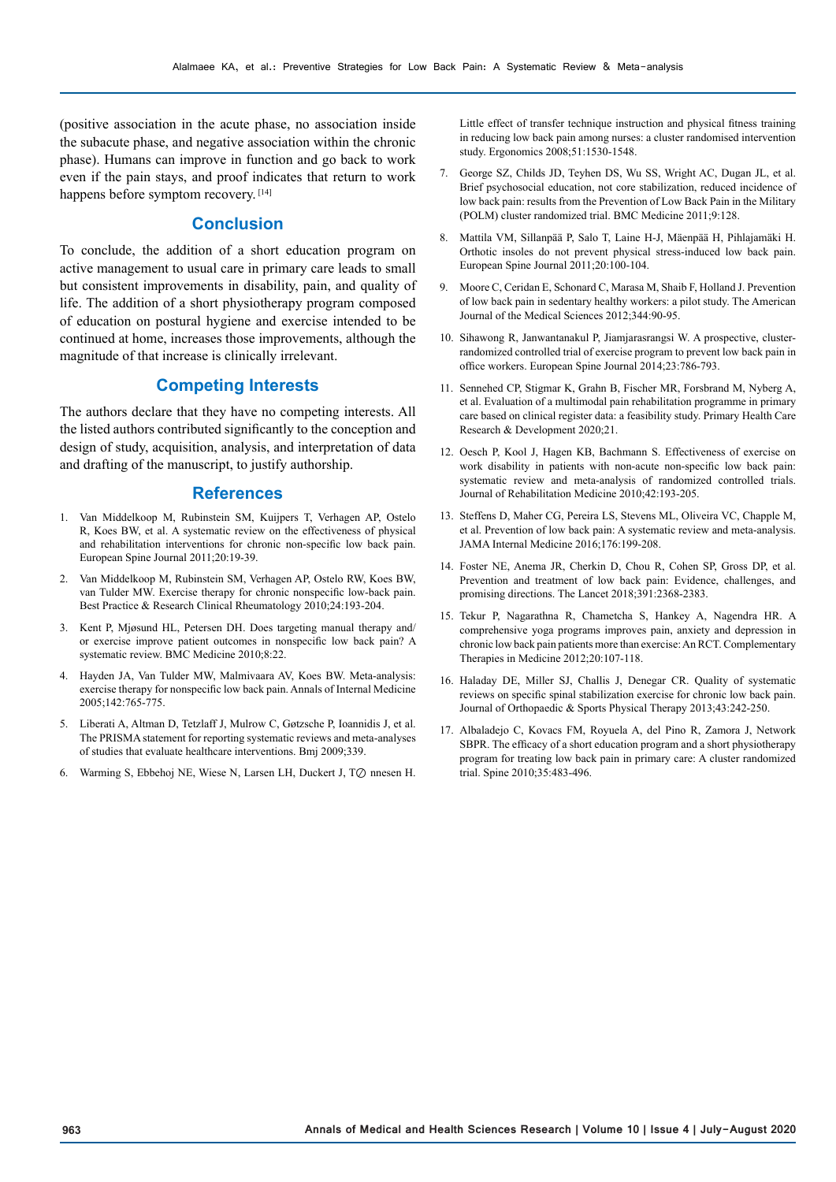(positive association in the acute phase, no association inside the subacute phase, and negative association within the chronic phase). Humans can improve in function and go back to work even if the pain stays, and proof indicates that return to work happens before symptom recovery. [14]

## Conclusion

To conclude, the addition of a short education program on active management to usual care in primary care leads to small but consistent improvements in disability, pain, and quality of life. The addition of a short physiotherapy program composed of education on postural hygiene and exercise intended to be continued at home, increases those improvements, although the magnitude of that increase is clinically irrelevant.

## Competing Interests

The authors declare that they have no competing interests. All the listed authors contributed significantly to the conception and design of study, acquisition, analysis, and interpretation of data and drafting of the manuscript, to justify authorship.

## References

1. Van Middelkoop M, Rubinstein SM, Kuijpers T, Verhagen AP, Ostelo R, Koes BW, et al. A systematic review on the effectiveness of physical and rehabilitation interventions for chronic non-specific low back pain. European Spine Journal 2011;20:19-39.
2. Van Middelkoop M, Rubinstein SM, Verhagen AP, Ostelo RW, Koes BW, van Tulder MW. Exercise therapy for chronic nonspecific low-back pain. Best Practice & Research Clinical Rheumatology 2010;24:193-204.
3. Kent P, Mjøsund HL, Petersen DH. Does targeting manual therapy and/or exercise improve patient outcomes in nonspecific low back pain? A systematic review. BMC Medicine 2010;8:22.
4. Hayden JA, Van Tulder MW, Malmivaara AV, Koes BW. Meta-analysis: exercise therapy for nonspecific low back pain. Annals of Internal Medicine 2005;142:765-775.
5. Liberati A, Altman D, Tetzlaff J, Mulrow C, Gøtzsche P, Ioannidis J, et al. The PRISMA statement for reporting systematic reviews and meta-analyses of studies that evaluate healthcare interventions. Bmj 2009;339.
6. Warming S, Ebbehoj NE, Wiese N, Larsen LH, Duckert J, T∅ nnesen H. Little effect of transfer technique instruction and physical fitness training in reducing low back pain among nurses: a cluster randomised intervention study. Ergonomics 2008;51:1530-1548.
7. George SZ, Childs JD, Teyhen DS, Wu SS, Wright AC, Dugan JL, et al. Brief psychosocial education, not core stabilization, reduced incidence of low back pain: results from the Prevention of Low Back Pain in the Military (POLM) cluster randomized trial. BMC Medicine 2011;9:128.
8. Mattila VM, Sillanpää P, Salo T, Laine H-J, Mäenpää H, Pihlajamäki H. Orthotic insoles do not prevent physical stress-induced low back pain. European Spine Journal 2011;20:100-104.
9. Moore C, Ceridan E, Schonard C, Marasa M, Shaib F, Holland J. Prevention of low back pain in sedentary healthy workers: a pilot study. The American Journal of the Medical Sciences 2012;344:90-95.
10. Sihawong R, Janwantanakul P, Jiamjarasrangsi W. A prospective, cluster-randomized controlled trial of exercise program to prevent low back pain in office workers. European Spine Journal 2014;23:786-793.
11. Sennehed CP, Stigmar K, Grahn B, Fischer MR, Forsbrand M, Nyberg A, et al. Evaluation of a multimodal pain rehabilitation programme in primary care based on clinical register data: a feasibility study. Primary Health Care Research & Development 2020;21.
12. Oesch P, Kool J, Hagen KB, Bachmann S. Effectiveness of exercise on work disability in patients with non-acute non-specific low back pain: systematic review and meta-analysis of randomized controlled trials. Journal of Rehabilitation Medicine 2010;42:193-205.
13. Steffens D, Maher CG, Pereira LS, Stevens ML, Oliveira VC, Chapple M, et al. Prevention of low back pain: A systematic review and meta-analysis. JAMA Internal Medicine 2016;176:199-208.
14. Foster NE, Anema JR, Cherkin D, Chou R, Cohen SP, Gross DP, et al. Prevention and treatment of low back pain: Evidence, challenges, and promising directions. The Lancet 2018;391:2368-2383.
15. Tekur P, Nagarathna R, Chametcha S, Hankey A, Nagendra HR. A comprehensive yoga programs improves pain, anxiety and depression in chronic low back pain patients more than exercise: An RCT. Complementary Therapies in Medicine 2012;20:107-118.
16. Haladay DE, Miller SJ, Challis J, Denegar CR. Quality of systematic reviews on specific spinal stabilization exercise for chronic low back pain. Journal of Orthopaedic & Sports Physical Therapy 2013;43:242-250.
17. Albaladejo C, Kovacs FM, Royuela A, del Pino R, Zamora J, Network SBPR. The efficacy of a short education program and a short physiotherapy program for treating low back pain in primary care: A cluster randomized trial. Spine 2010;35:483-496.